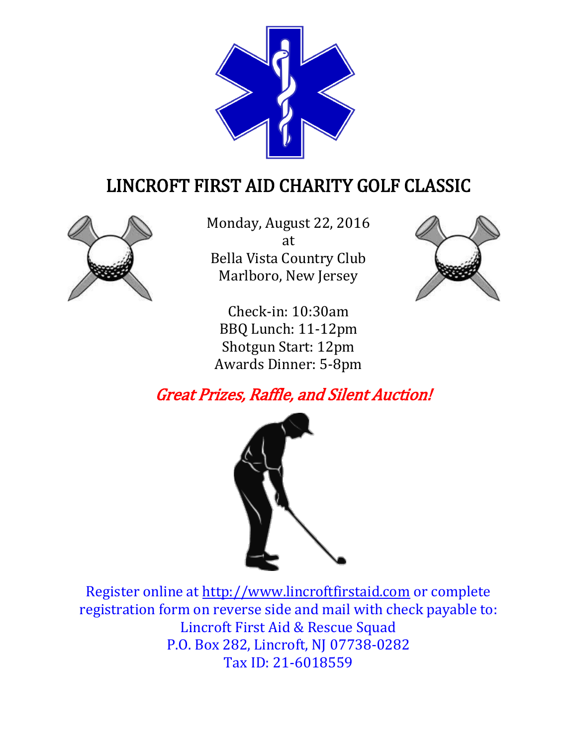# LINCROFT FIRST AID CHARITY GOLF CLASSIC

Monday, August 22, 2016
at
Bella Vista Country Club
Marlboro, New Jersey

Check-in: 10:30am
BBQ Lunch: 11-12pm
Shotgun Start: 12pm
Awards Dinner: 5-8pm

*Great Prizes, Raffle, and Silent Auction!*

Register online at http://www.lincroftfirstaid.com or complete registration form on reverse side and mail with check payable to:
Lincroft First Aid & Rescue Squad
P.O. Box 282, Lincroft, NJ 07738-0282
Tax ID: 21-6018559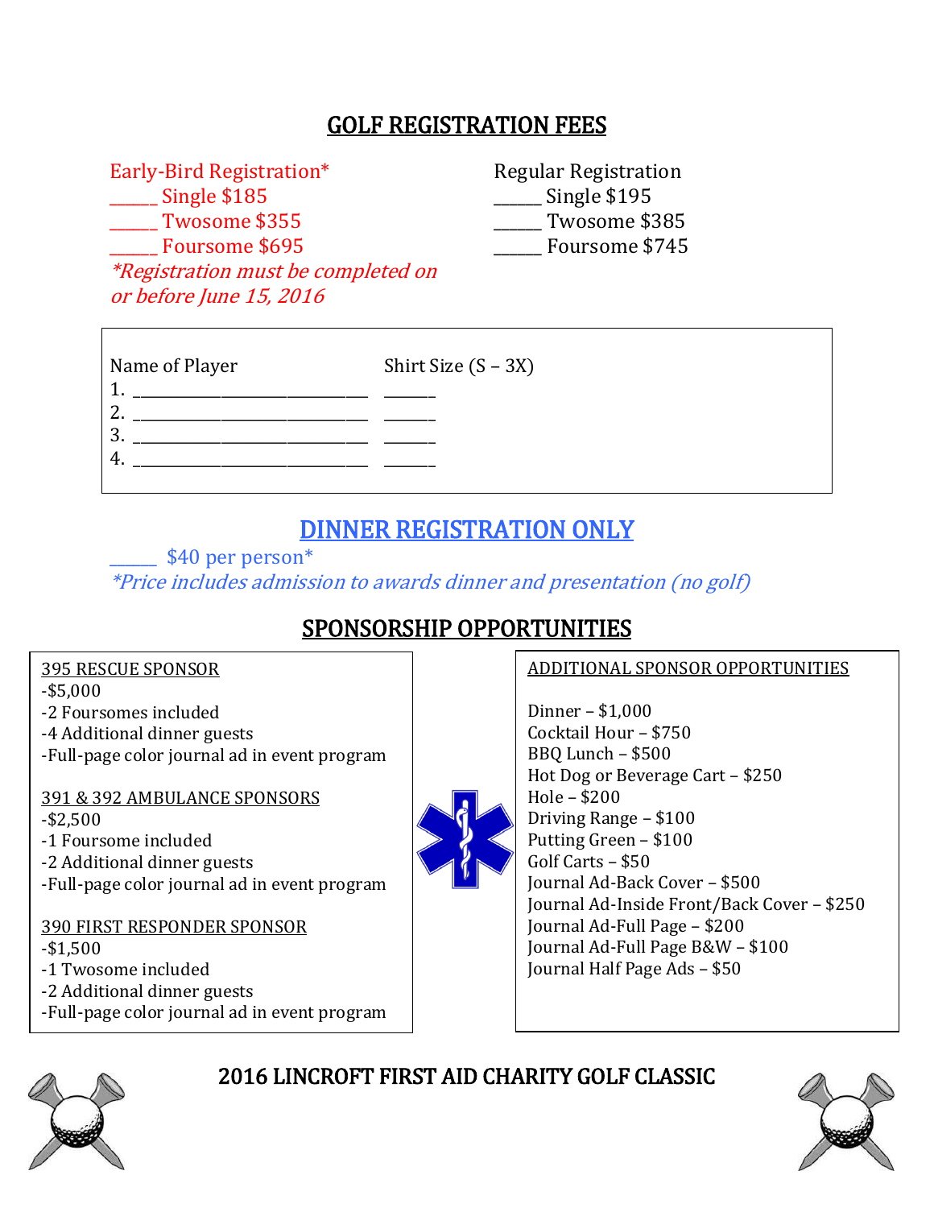## GOLF REGISTRATION FEES

Early-Bird Registration*
_____ Single $185
_____ Twosome $355
_____ Foursome $695
*Registration must be completed on or before June 15, 2016*

Regular Registration
_____ Single $195
_____ Twosome $385
_____ Foursome $745

| Name of Player | Shirt Size (S – 3X) |
|---|---|
| 1. ____________________________ | ______ |
| 2. ____________________________ | ______ |
| 3. ____________________________ | ______ |
| 4. ____________________________ | ______ |

## DINNER REGISTRATION ONLY

_____ $40 per person*
*\*Price includes admission to awards dinner and presentation (no golf)*

## SPONSORSHIP OPPORTUNITIES

395 RESCUE SPONSOR
- $5,000
- 2 Foursomes included
- 4 Additional dinner guests
- Full-page color journal ad in event program

391 & 392 AMBULANCE SPONSORS
- $2,500
- 1 Foursome included
- 2 Additional dinner guests
- Full-page color journal ad in event program

390 FIRST RESPONDER SPONSOR
- $1,500
- 1 Twosome included
- 2 Additional dinner guests
- Full-page color journal ad in event program

ADDITIONAL SPONSOR OPPORTUNITIES

Dinner – $1,000
Cocktail Hour – $750
BBQ Lunch – $500
Hot Dog or Beverage Cart – $250
Hole – $200
Driving Range – $100
Putting Green – $100
Golf Carts – $50
Journal Ad-Back Cover – $500
Journal Ad-Inside Front/Back Cover – $250
Journal Ad-Full Page – $200
Journal Ad-Full Page B&W – $100
Journal Half Page Ads – $50

## 2016 LINCROFT FIRST AID CHARITY GOLF CLASSIC